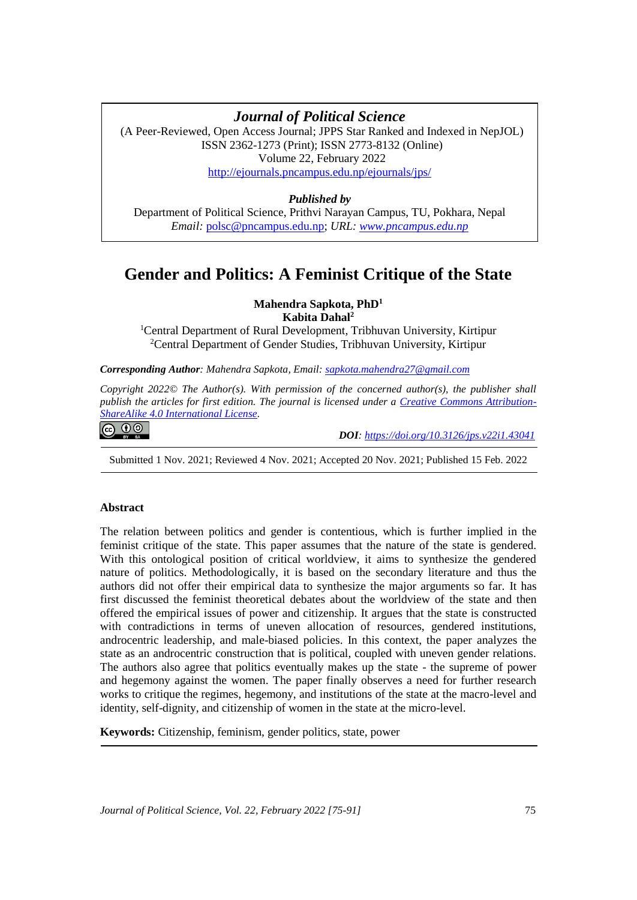**Journal of Political Science**

(A Peer-Reviewed, Open Access Journal; JPPS Star Ranked and Indexed in NepJOL)
ISSN 2362-1273 (Print); ISSN 2773-8132 (Online)
Volume 22, February 2022
http://ejournals.pncampus.edu.np/ejournals/jps/

***Published by***
Department of Political Science, Prithvi Narayan Campus, TU, Pokhara, Nepal
*Email:* polsc@pncampus.edu.np; *URL:* *www.pncampus.edu.np*

# Gender and Politics: A Feminist Critique of the State

**Mahendra Sapkota, PhD[1]**
**Kabita Dahal[2]**

[1]Central Department of Rural Development, Tribhuvan University, Kirtipur
[2]Central Department of Gender Studies, Tribhuvan University, Kirtipur

***Corresponding Author**: Mahendra Sapkota, Email: sapkota.mahendra27@gmail.com*

*Copyright 2022© The Author(s). With permission of the concerned author(s), the publisher shall publish the articles for first edition. The journal is licensed under a Creative Commons Attribution-ShareAlike 4.0 International License.*

***DOI**: https://doi.org/10.3126/jps.v22i1.43041*

Submitted 1 Nov. 2021; Reviewed 4 Nov. 2021; Accepted 20 Nov. 2021; Published 15 Feb. 2022

## Abstract

The relation between politics and gender is contentious, which is further implied in the feminist critique of the state. This paper assumes that the nature of the state is gendered. With this ontological position of critical worldview, it aims to synthesize the gendered nature of politics. Methodologically, it is based on the secondary literature and thus the authors did not offer their empirical data to synthesize the major arguments so far. It has first discussed the feminist theoretical debates about the worldview of the state and then offered the empirical issues of power and citizenship. It argues that the state is constructed with contradictions in terms of uneven allocation of resources, gendered institutions, androcentric leadership, and male-biased policies. In this context, the paper analyzes the state as an androcentric construction that is political, coupled with uneven gender relations. The authors also agree that politics eventually makes up the state - the supreme of power and hegemony against the women. The paper finally observes a need for further research works to critique the regimes, hegemony, and institutions of the state at the macro-level and identity, self-dignity, and citizenship of women in the state at the micro-level.

**Keywords:** Citizenship, feminism, gender politics, state, power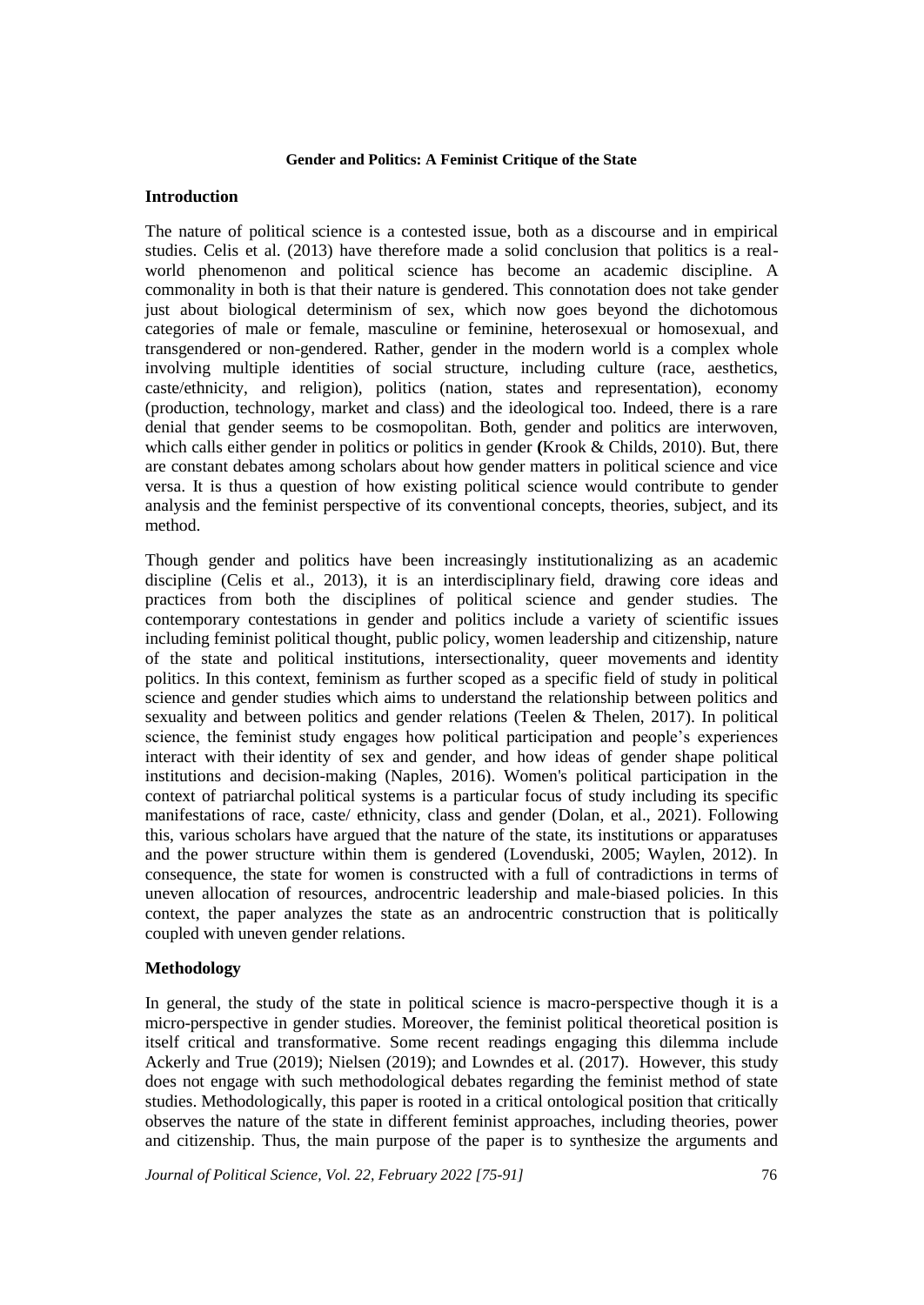**Gender and Politics: A Feminist Critique of the State**

## Introduction

The nature of political science is a contested issue, both as a discourse and in empirical studies. Celis et al. (2013) have therefore made a solid conclusion that politics is a real-world phenomenon and political science has become an academic discipline. A commonality in both is that their nature is gendered. This connotation does not take gender just about biological determinism of sex, which now goes beyond the dichotomous categories of male or female, masculine or feminine, heterosexual or homosexual, and transgendered or non-gendered. Rather, gender in the modern world is a complex whole involving multiple identities of social structure, including culture (race, aesthetics, caste/ethnicity, and religion), politics (nation, states and representation), economy (production, technology, market and class) and the ideological too. Indeed, there is a rare denial that gender seems to be cosmopolitan. Both, gender and politics are interwoven, which calls either gender in politics or politics in gender **(**Krook & Childs, 2010). But, there are constant debates among scholars about how gender matters in political science and vice versa. It is thus a question of how existing political science would contribute to gender analysis and the feminist perspective of its conventional concepts, theories, subject, and its method.

Though gender and politics have been increasingly institutionalizing as an academic discipline (Celis et al., 2013), it is an interdisciplinary field, drawing core ideas and practices from both the disciplines of political science and gender studies. The contemporary contestations in gender and politics include a variety of scientific issues including feminist political thought, public policy, women leadership and citizenship, nature of the state and political institutions, intersectionality, queer movements and identity politics. In this context, feminism as further scoped as a specific field of study in political science and gender studies which aims to understand the relationship between politics and sexuality and between politics and gender relations (Teelen & Thelen, 2017). In political science, the feminist study engages how political participation and people's experiences interact with their identity of sex and gender, and how ideas of gender shape political institutions and decision-making (Naples, 2016). Women's political participation in the context of patriarchal political systems is a particular focus of study including its specific manifestations of race, caste/ ethnicity, class and gender (Dolan, et al., 2021). Following this, various scholars have argued that the nature of the state, its institutions or apparatuses and the power structure within them is gendered (Lovenduski, 2005; Waylen, 2012). In consequence, the state for women is constructed with a full of contradictions in terms of uneven allocation of resources, androcentric leadership and male-biased policies. In this context, the paper analyzes the state as an androcentric construction that is politically coupled with uneven gender relations.

## Methodology

In general, the study of the state in political science is macro-perspective though it is a micro-perspective in gender studies. Moreover, the feminist political theoretical position is itself critical and transformative. Some recent readings engaging this dilemma include Ackerly and True (2019); Nielsen (2019); and Lowndes et al. (2017). However, this study does not engage with such methodological debates regarding the feminist method of state studies. Methodologically, this paper is rooted in a critical ontological position that critically observes the nature of the state in different feminist approaches, including theories, power and citizenship. Thus, the main purpose of the paper is to synthesize the arguments and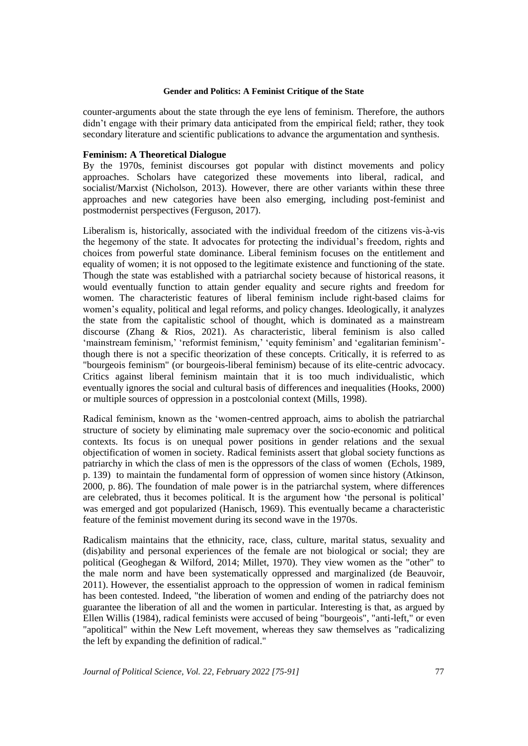counter-arguments about the state through the eye lens of feminism. Therefore, the authors didn't engage with their primary data anticipated from the empirical field; rather, they took secondary literature and scientific publications to advance the argumentation and synthesis.

### Feminism: A Theoretical Dialogue

By the 1970s, feminist discourses got popular with distinct movements and policy approaches. Scholars have categorized these movements into liberal, radical, and socialist/Marxist (Nicholson, 2013). However, there are other variants within these three approaches and new categories have been also emerging, including post-feminist and postmodernist perspectives (Ferguson, 2017).

Liberalism is, historically, associated with the individual freedom of the citizens vis-à-vis the hegemony of the state. It advocates for protecting the individual's freedom, rights and choices from powerful state dominance. Liberal feminism focuses on the entitlement and equality of women; it is not opposed to the legitimate existence and functioning of the state. Though the state was established with a patriarchal society because of historical reasons, it would eventually function to attain gender equality and secure rights and freedom for women. The characteristic features of liberal feminism include right-based claims for women's equality, political and legal reforms, and policy changes. Ideologically, it analyzes the state from the capitalistic school of thought, which is dominated as a mainstream discourse (Zhang & Rios, 2021). As characteristic, liberal feminism is also called 'mainstream feminism,' 'reformist feminism,' 'equity feminism' and 'egalitarian feminism'- though there is not a specific theorization of these concepts. Critically, it is referred to as "bourgeois feminism" (or bourgeois-liberal feminism) because of its elite-centric advocacy. Critics against liberal feminism maintain that it is too much individualistic, which eventually ignores the social and cultural basis of differences and inequalities (Hooks, 2000) or multiple sources of oppression in a postcolonial context (Mills, 1998).

Radical feminism, known as the 'women-centred approach, aims to abolish the patriarchal structure of society by eliminating male supremacy over the socio-economic and political contexts. Its focus is on unequal power positions in gender relations and the sexual objectification of women in society. Radical feminists assert that global society functions as patriarchy in which the class of men is the oppressors of the class of women (Echols, 1989, p. 139) to maintain the fundamental form of oppression of women since history (Atkinson, 2000, p. 86). The foundation of male power is in the patriarchal system, where differences are celebrated, thus it becomes political. It is the argument how 'the personal is political' was emerged and got popularized (Hanisch, 1969). This eventually became a characteristic feature of the feminist movement during its second wave in the 1970s.

Radicalism maintains that the ethnicity, race, class, culture, marital status, sexuality and (dis)ability and personal experiences of the female are not biological or social; they are political (Geoghegan & Wilford, 2014; Millet, 1970). They view women as the "other" to the male norm and have been systematically oppressed and marginalized (de Beauvoir, 2011). However, the essentialist approach to the oppression of women in radical feminism has been contested. Indeed, "the liberation of women and ending of the patriarchy does not guarantee the liberation of all and the women in particular. Interesting is that, as argued by Ellen Willis (1984), radical feminists were accused of being "bourgeois", "anti-left," or even "apolitical" within the New Left movement, whereas they saw themselves as "radicalizing the left by expanding the definition of radical."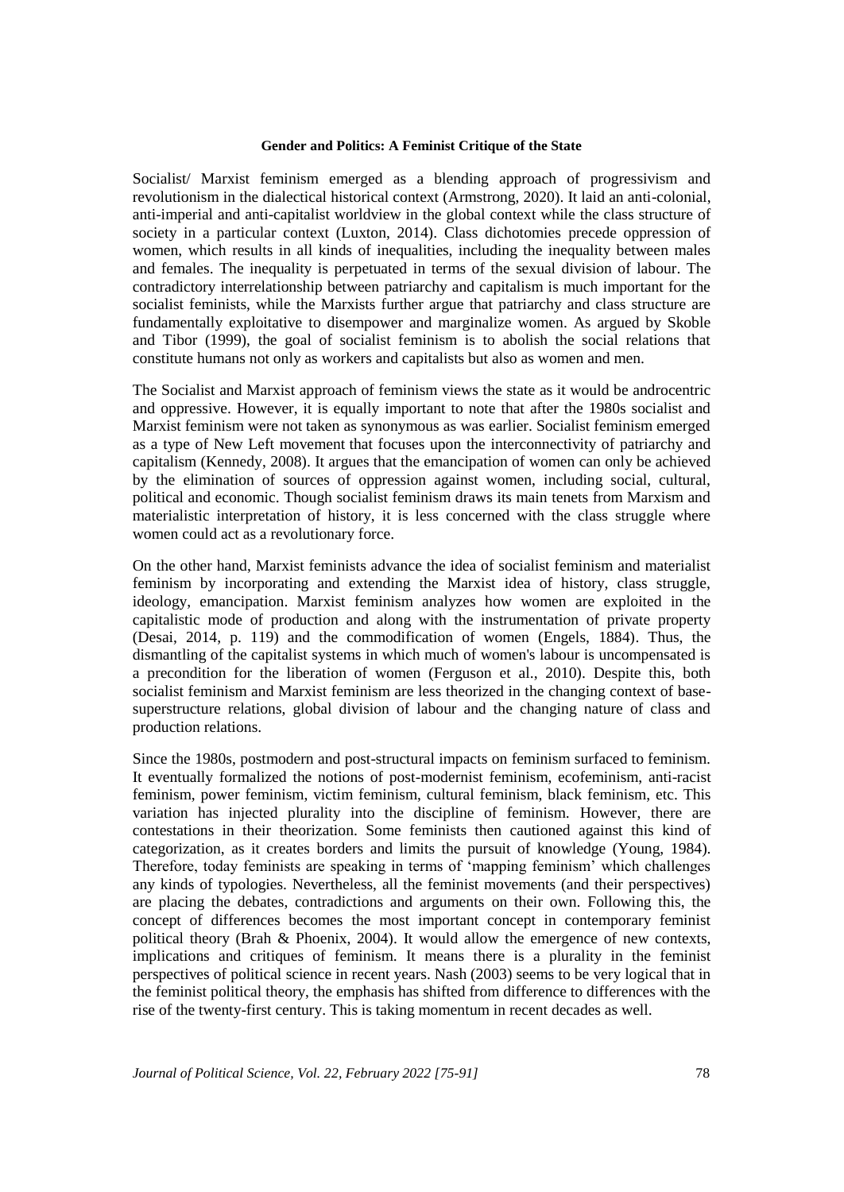Socialist/ Marxist feminism emerged as a blending approach of progressivism and revolutionism in the dialectical historical context (Armstrong, 2020). It laid an anti-colonial, anti-imperial and anti-capitalist worldview in the global context while the class structure of society in a particular context (Luxton, 2014). Class dichotomies precede oppression of women, which results in all kinds of inequalities, including the inequality between males and females. The inequality is perpetuated in terms of the sexual division of labour. The contradictory interrelationship between patriarchy and capitalism is much important for the socialist feminists, while the Marxists further argue that patriarchy and class structure are fundamentally exploitative to disempower and marginalize women. As argued by Skoble and Tibor (1999), the goal of socialist feminism is to abolish the social relations that constitute humans not only as workers and capitalists but also as women and men.

The Socialist and Marxist approach of feminism views the state as it would be androcentric and oppressive. However, it is equally important to note that after the 1980s socialist and Marxist feminism were not taken as synonymous as was earlier. Socialist feminism emerged as a type of New Left movement that focuses upon the interconnectivity of patriarchy and capitalism (Kennedy, 2008). It argues that the emancipation of women can only be achieved by the elimination of sources of oppression against women, including social, cultural, political and economic. Though socialist feminism draws its main tenets from Marxism and materialistic interpretation of history, it is less concerned with the class struggle where women could act as a revolutionary force.

On the other hand, Marxist feminists advance the idea of socialist feminism and materialist feminism by incorporating and extending the Marxist idea of history, class struggle, ideology, emancipation. Marxist feminism analyzes how women are exploited in the capitalistic mode of production and along with the instrumentation of private property (Desai, 2014, p. 119) and the commodification of women (Engels, 1884). Thus, the dismantling of the capitalist systems in which much of women's labour is uncompensated is a precondition for the liberation of women (Ferguson et al., 2010). Despite this, both socialist feminism and Marxist feminism are less theorized in the changing context of base-superstructure relations, global division of labour and the changing nature of class and production relations.

Since the 1980s, postmodern and post-structural impacts on feminism surfaced to feminism. It eventually formalized the notions of post-modernist feminism, ecofeminism, anti-racist feminism, power feminism, victim feminism, cultural feminism, black feminism, etc. This variation has injected plurality into the discipline of feminism. However, there are contestations in their theorization. Some feminists then cautioned against this kind of categorization, as it creates borders and limits the pursuit of knowledge (Young, 1984). Therefore, today feminists are speaking in terms of 'mapping feminism' which challenges any kinds of typologies. Nevertheless, all the feminist movements (and their perspectives) are placing the debates, contradictions and arguments on their own. Following this, the concept of differences becomes the most important concept in contemporary feminist political theory (Brah & Phoenix, 2004). It would allow the emergence of new contexts, implications and critiques of feminism. It means there is a plurality in the feminist perspectives of political science in recent years. Nash (2003) seems to be very logical that in the feminist political theory, the emphasis has shifted from difference to differences with the rise of the twenty-first century. This is taking momentum in recent decades as well.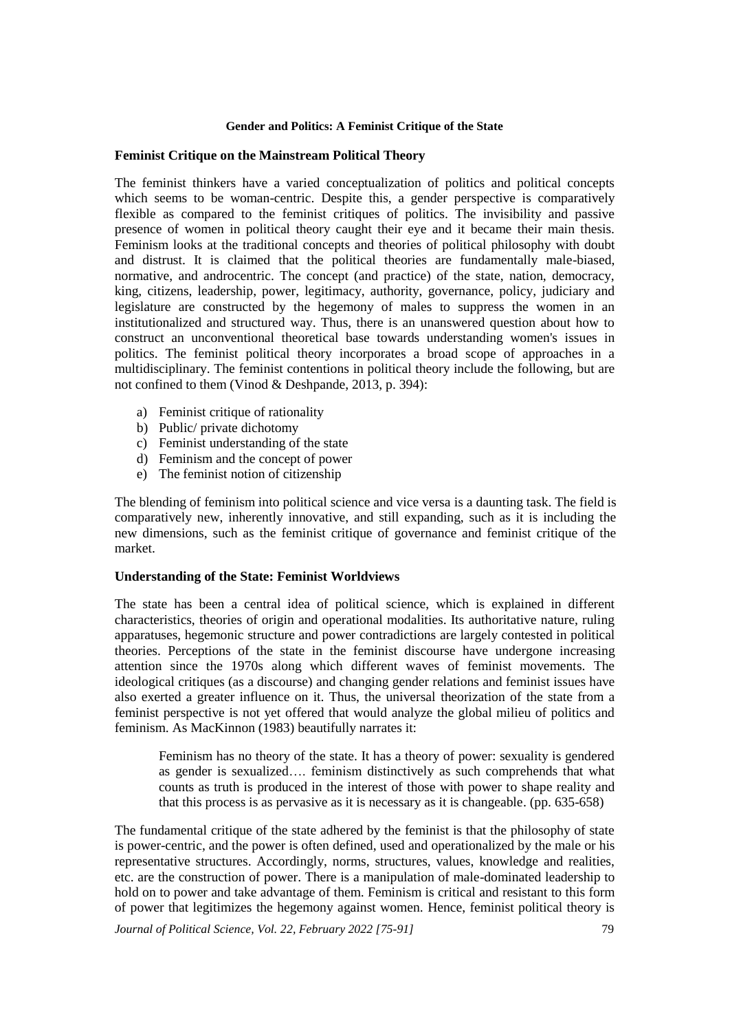## Feminist Critique on the Mainstream Political Theory

The feminist thinkers have a varied conceptualization of politics and political concepts which seems to be woman-centric. Despite this, a gender perspective is comparatively flexible as compared to the feminist critiques of politics. The invisibility and passive presence of women in political theory caught their eye and it became their main thesis. Feminism looks at the traditional concepts and theories of political philosophy with doubt and distrust. It is claimed that the political theories are fundamentally male-biased, normative, and androcentric. The concept (and practice) of the state, nation, democracy, king, citizens, leadership, power, legitimacy, authority, governance, policy, judiciary and legislature are constructed by the hegemony of males to suppress the women in an institutionalized and structured way. Thus, there is an unanswered question about how to construct an unconventional theoretical base towards understanding women's issues in politics. The feminist political theory incorporates a broad scope of approaches in a multidisciplinary. The feminist contentions in political theory include the following, but are not confined to them (Vinod & Deshpande, 2013, p. 394):

a) Feminist critique of rationality
b) Public/ private dichotomy
c) Feminist understanding of the state
d) Feminism and the concept of power
e) The feminist notion of citizenship

The blending of feminism into political science and vice versa is a daunting task. The field is comparatively new, inherently innovative, and still expanding, such as it is including the new dimensions, such as the feminist critique of governance and feminist critique of the market.

## Understanding of the State: Feminist Worldviews

The state has been a central idea of political science, which is explained in different characteristics, theories of origin and operational modalities. Its authoritative nature, ruling apparatuses, hegemonic structure and power contradictions are largely contested in political theories. Perceptions of the state in the feminist discourse have undergone increasing attention since the 1970s along which different waves of feminist movements. The ideological critiques (as a discourse) and changing gender relations and feminist issues have also exerted a greater influence on it. Thus, the universal theorization of the state from a feminist perspective is not yet offered that would analyze the global milieu of politics and feminism. As MacKinnon (1983) beautifully narrates it:

> Feminism has no theory of the state. It has a theory of power: sexuality is gendered as gender is sexualized…. feminism distinctively as such comprehends that what counts as truth is produced in the interest of those with power to shape reality and that this process is as pervasive as it is necessary as it is changeable. (pp. 635-658)

The fundamental critique of the state adhered by the feminist is that the philosophy of state is power-centric, and the power is often defined, used and operationalized by the male or his representative structures. Accordingly, norms, structures, values, knowledge and realities, etc. are the construction of power. There is a manipulation of male-dominated leadership to hold on to power and take advantage of them. Feminism is critical and resistant to this form of power that legitimizes the hegemony against women. Hence, feminist political theory is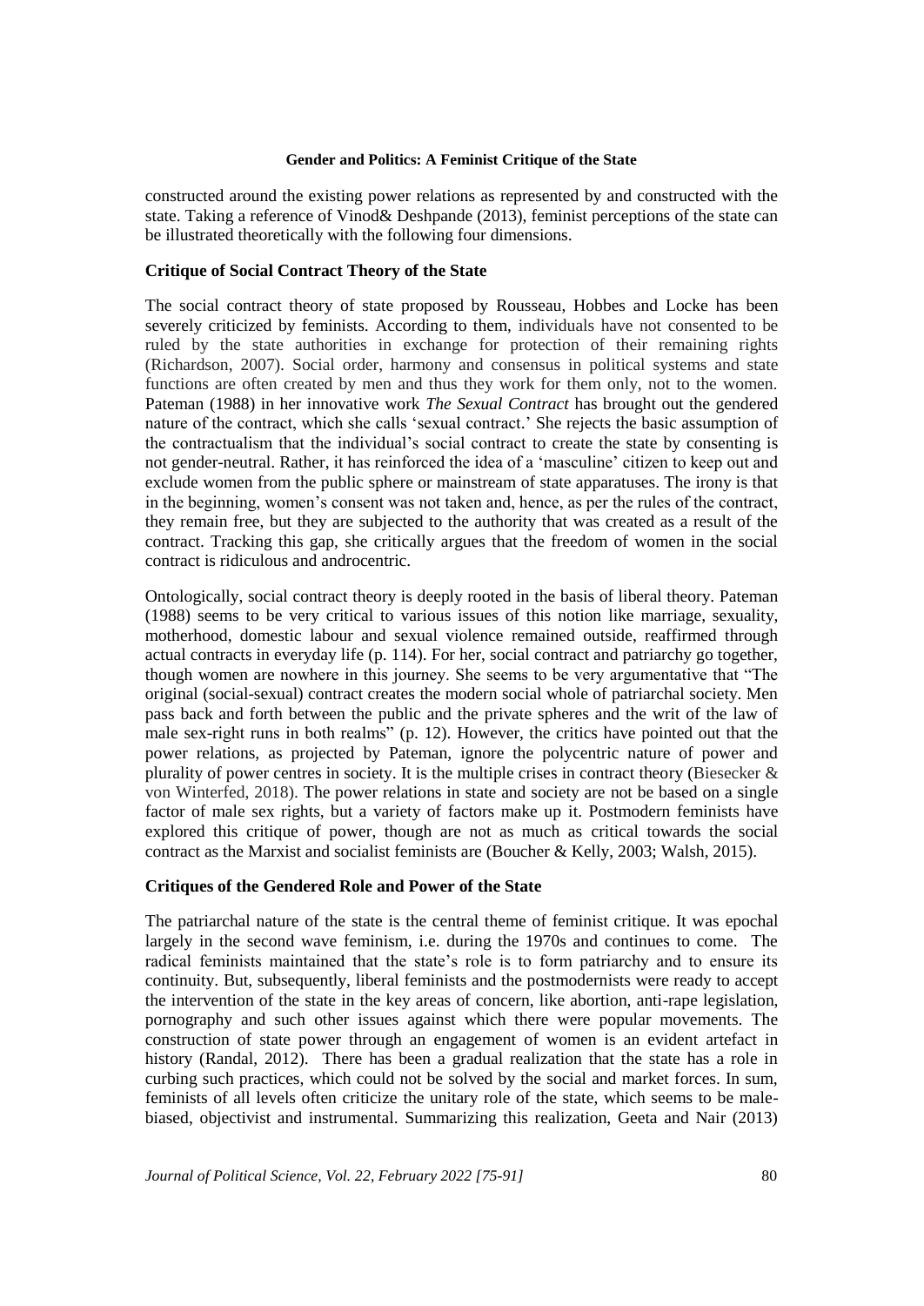constructed around the existing power relations as represented by and constructed with the state. Taking a reference of Vinod& Deshpande (2013), feminist perceptions of the state can be illustrated theoretically with the following four dimensions.

### Critique of Social Contract Theory of the State

The social contract theory of state proposed by Rousseau, Hobbes and Locke has been severely criticized by feminists. According to them, individuals have not consented to be ruled by the state authorities in exchange for protection of their remaining rights (Richardson, 2007). Social order, harmony and consensus in political systems and state functions are often created by men and thus they work for them only, not to the women. Pateman (1988) in her innovative work *The Sexual Contract* has brought out the gendered nature of the contract, which she calls 'sexual contract.' She rejects the basic assumption of the contractualism that the individual's social contract to create the state by consenting is not gender-neutral. Rather, it has reinforced the idea of a 'masculine' citizen to keep out and exclude women from the public sphere or mainstream of state apparatuses. The irony is that in the beginning, women's consent was not taken and, hence, as per the rules of the contract, they remain free, but they are subjected to the authority that was created as a result of the contract. Tracking this gap, she critically argues that the freedom of women in the social contract is ridiculous and androcentric.

Ontologically, social contract theory is deeply rooted in the basis of liberal theory. Pateman (1988) seems to be very critical to various issues of this notion like marriage, sexuality, motherhood, domestic labour and sexual violence remained outside, reaffirmed through actual contracts in everyday life (p. 114). For her, social contract and patriarchy go together, though women are nowhere in this journey. She seems to be very argumentative that "The original (social-sexual) contract creates the modern social whole of patriarchal society. Men pass back and forth between the public and the private spheres and the writ of the law of male sex-right runs in both realms" (p. 12). However, the critics have pointed out that the power relations, as projected by Pateman, ignore the polycentric nature of power and plurality of power centres in society. It is the multiple crises in contract theory (Biesecker & von Winterfed, 2018). The power relations in state and society are not be based on a single factor of male sex rights, but a variety of factors make up it. Postmodern feminists have explored this critique of power, though are not as much as critical towards the social contract as the Marxist and socialist feminists are (Boucher & Kelly, 2003; Walsh, 2015).

### Critiques of the Gendered Role and Power of the State

The patriarchal nature of the state is the central theme of feminist critique. It was epochal largely in the second wave feminism, i.e. during the 1970s and continues to come. The radical feminists maintained that the state's role is to form patriarchy and to ensure its continuity. But, subsequently, liberal feminists and the postmodernists were ready to accept the intervention of the state in the key areas of concern, like abortion, anti-rape legislation, pornography and such other issues against which there were popular movements. The construction of state power through an engagement of women is an evident artefact in history (Randal, 2012). There has been a gradual realization that the state has a role in curbing such practices, which could not be solved by the social and market forces. In sum, feminists of all levels often criticize the unitary role of the state, which seems to be male-biased, objectivist and instrumental. Summarizing this realization, Geeta and Nair (2013)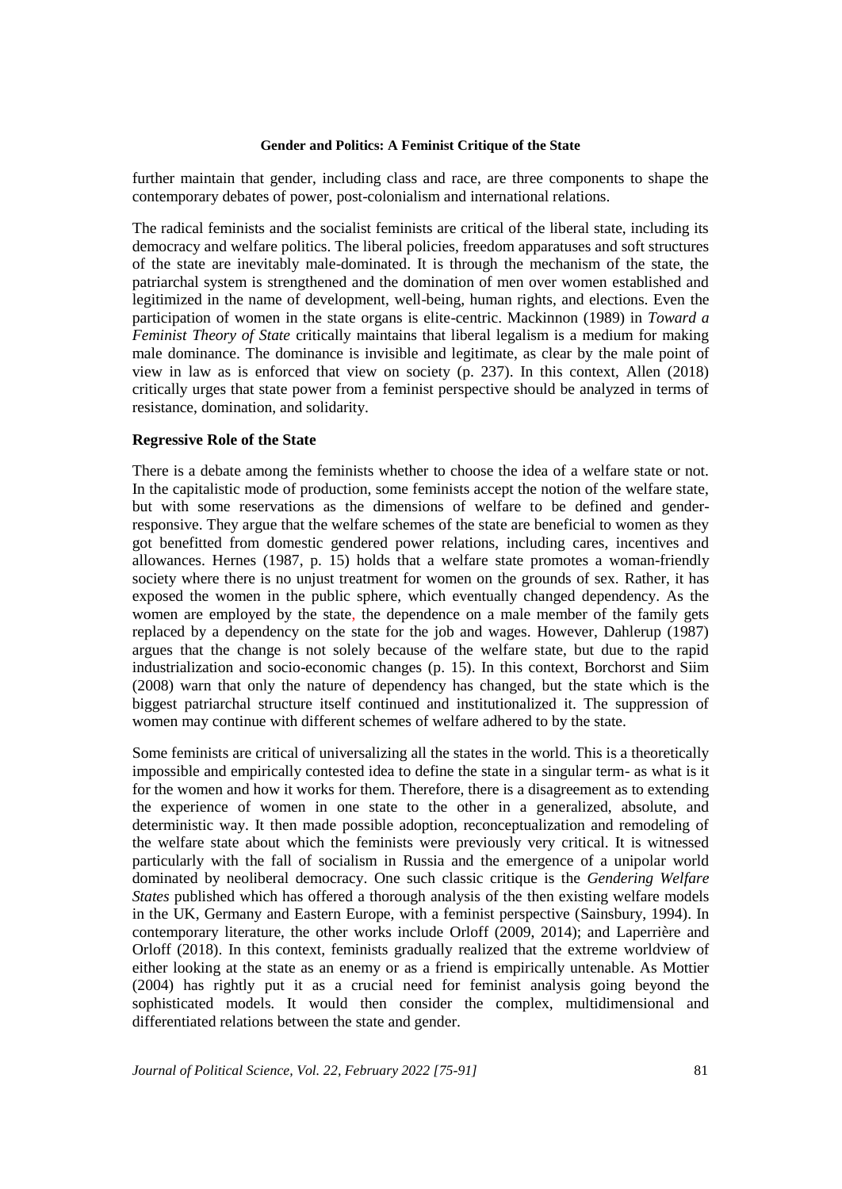further maintain that gender, including class and race, are three components to shape the contemporary debates of power, post-colonialism and international relations.

The radical feminists and the socialist feminists are critical of the liberal state, including its democracy and welfare politics. The liberal policies, freedom apparatuses and soft structures of the state are inevitably male-dominated. It is through the mechanism of the state, the patriarchal system is strengthened and the domination of men over women established and legitimized in the name of development, well-being, human rights, and elections. Even the participation of women in the state organs is elite-centric. Mackinnon (1989) in *Toward a Feminist Theory of State* critically maintains that liberal legalism is a medium for making male dominance. The dominance is invisible and legitimate, as clear by the male point of view in law as is enforced that view on society (p. 237). In this context, Allen (2018) critically urges that state power from a feminist perspective should be analyzed in terms of resistance, domination, and solidarity.

**Regressive Role of the State**

There is a debate among the feminists whether to choose the idea of a welfare state or not. In the capitalistic mode of production, some feminists accept the notion of the welfare state, but with some reservations as the dimensions of welfare to be defined and gender-responsive. They argue that the welfare schemes of the state are beneficial to women as they got benefitted from domestic gendered power relations, including cares, incentives and allowances. Hernes (1987, p. 15) holds that a welfare state promotes a woman-friendly society where there is no unjust treatment for women on the grounds of sex. Rather, it has exposed the women in the public sphere, which eventually changed dependency. As the women are employed by the state, the dependence on a male member of the family gets replaced by a dependency on the state for the job and wages. However, Dahlerup (1987) argues that the change is not solely because of the welfare state, but due to the rapid industrialization and socio-economic changes (p. 15). In this context, Borchorst and Siim (2008) warn that only the nature of dependency has changed, but the state which is the biggest patriarchal structure itself continued and institutionalized it. The suppression of women may continue with different schemes of welfare adhered to by the state.

Some feminists are critical of universalizing all the states in the world. This is a theoretically impossible and empirically contested idea to define the state in a singular term- as what is it for the women and how it works for them. Therefore, there is a disagreement as to extending the experience of women in one state to the other in a generalized, absolute, and deterministic way. It then made possible adoption, reconceptualization and remodeling of the welfare state about which the feminists were previously very critical. It is witnessed particularly with the fall of socialism in Russia and the emergence of a unipolar world dominated by neoliberal democracy. One such classic critique is the *Gendering Welfare States* published which has offered a thorough analysis of the then existing welfare models in the UK, Germany and Eastern Europe, with a feminist perspective (Sainsbury, 1994). In contemporary literature, the other works include Orloff (2009, 2014); and Laperrière and Orloff (2018). In this context, feminists gradually realized that the extreme worldview of either looking at the state as an enemy or as a friend is empirically untenable. As Mottier (2004) has rightly put it as a crucial need for feminist analysis going beyond the sophisticated models. It would then consider the complex, multidimensional and differentiated relations between the state and gender.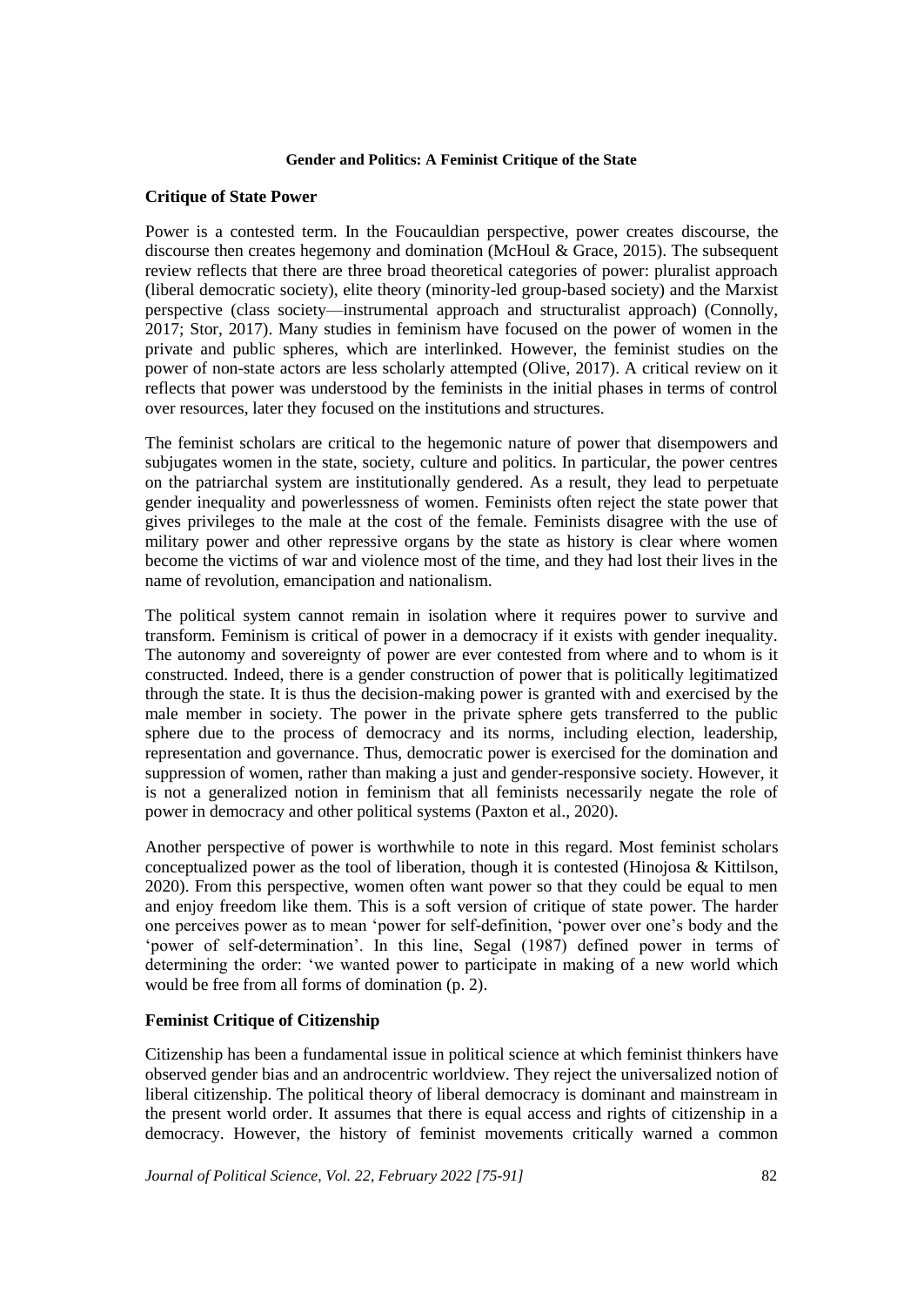**Gender and Politics: A Feminist Critique of the State**

## Critique of State Power

Power is a contested term. In the Foucauldian perspective, power creates discourse, the discourse then creates hegemony and domination (McHoul & Grace, 2015). The subsequent review reflects that there are three broad theoretical categories of power: pluralist approach (liberal democratic society), elite theory (minority-led group-based society) and the Marxist perspective (class society—instrumental approach and structuralist approach) (Connolly, 2017; Stor, 2017). Many studies in feminism have focused on the power of women in the private and public spheres, which are interlinked. However, the feminist studies on the power of non-state actors are less scholarly attempted (Olive, 2017). A critical review on it reflects that power was understood by the feminists in the initial phases in terms of control over resources, later they focused on the institutions and structures.

The feminist scholars are critical to the hegemonic nature of power that disempowers and subjugates women in the state, society, culture and politics. In particular, the power centres on the patriarchal system are institutionally gendered. As a result, they lead to perpetuate gender inequality and powerlessness of women. Feminists often reject the state power that gives privileges to the male at the cost of the female. Feminists disagree with the use of military power and other repressive organs by the state as history is clear where women become the victims of war and violence most of the time, and they had lost their lives in the name of revolution, emancipation and nationalism.

The political system cannot remain in isolation where it requires power to survive and transform. Feminism is critical of power in a democracy if it exists with gender inequality. The autonomy and sovereignty of power are ever contested from where and to whom is it constructed. Indeed, there is a gender construction of power that is politically legitimatized through the state. It is thus the decision-making power is granted with and exercised by the male member in society. The power in the private sphere gets transferred to the public sphere due to the process of democracy and its norms, including election, leadership, representation and governance. Thus, democratic power is exercised for the domination and suppression of women, rather than making a just and gender-responsive society. However, it is not a generalized notion in feminism that all feminists necessarily negate the role of power in democracy and other political systems (Paxton et al., 2020).

Another perspective of power is worthwhile to note in this regard. Most feminist scholars conceptualized power as the tool of liberation, though it is contested (Hinojosa & Kittilson, 2020). From this perspective, women often want power so that they could be equal to men and enjoy freedom like them. This is a soft version of critique of state power. The harder one perceives power as to mean 'power for self-definition, 'power over one's body and the 'power of self-determination'. In this line, Segal (1987) defined power in terms of determining the order: 'we wanted power to participate in making of a new world which would be free from all forms of domination (p. 2).

## Feminist Critique of Citizenship

Citizenship has been a fundamental issue in political science at which feminist thinkers have observed gender bias and an androcentric worldview. They reject the universalized notion of liberal citizenship. The political theory of liberal democracy is dominant and mainstream in the present world order. It assumes that there is equal access and rights of citizenship in a democracy. However, the history of feminist movements critically warned a common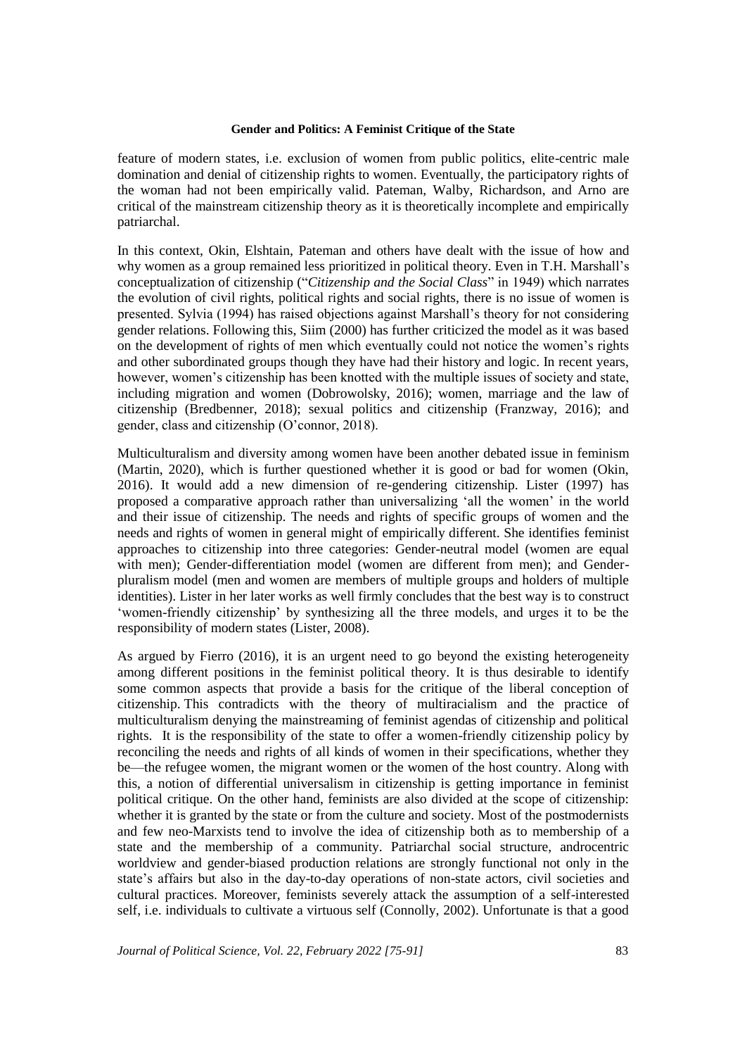feature of modern states, i.e. exclusion of women from public politics, elite-centric male domination and denial of citizenship rights to women. Eventually, the participatory rights of the woman had not been empirically valid. Pateman, Walby, Richardson, and Arno are critical of the mainstream citizenship theory as it is theoretically incomplete and empirically patriarchal.

In this context, Okin, Elshtain, Pateman and others have dealt with the issue of how and why women as a group remained less prioritized in political theory. Even in T.H. Marshall's conceptualization of citizenship ("*Citizenship and the Social Class*" in 1949) which narrates the evolution of civil rights, political rights and social rights, there is no issue of women is presented. Sylvia (1994) has raised objections against Marshall's theory for not considering gender relations. Following this, Siim (2000) has further criticized the model as it was based on the development of rights of men which eventually could not notice the women's rights and other subordinated groups though they have had their history and logic. In recent years, however, women's citizenship has been knotted with the multiple issues of society and state, including migration and women (Dobrowolsky, 2016); women, marriage and the law of citizenship (Bredbenner, 2018); sexual politics and citizenship (Franzway, 2016); and gender, class and citizenship (O'connor, 2018).

Multiculturalism and diversity among women have been another debated issue in feminism (Martin, 2020), which is further questioned whether it is good or bad for women (Okin, 2016). It would add a new dimension of re-gendering citizenship. Lister (1997) has proposed a comparative approach rather than universalizing 'all the women' in the world and their issue of citizenship. The needs and rights of specific groups of women and the needs and rights of women in general might of empirically different. She identifies feminist approaches to citizenship into three categories: Gender-neutral model (women are equal with men); Gender-differentiation model (women are different from men); and Gender-pluralism model (men and women are members of multiple groups and holders of multiple identities). Lister in her later works as well firmly concludes that the best way is to construct 'women-friendly citizenship' by synthesizing all the three models, and urges it to be the responsibility of modern states (Lister, 2008).

As argued by Fierro (2016), it is an urgent need to go beyond the existing heterogeneity among different positions in the feminist political theory. It is thus desirable to identify some common aspects that provide a basis for the critique of the liberal conception of citizenship. This contradicts with the theory of multiracialism and the practice of multiculturalism denying the mainstreaming of feminist agendas of citizenship and political rights. It is the responsibility of the state to offer a women-friendly citizenship policy by reconciling the needs and rights of all kinds of women in their specifications, whether they be—the refugee women, the migrant women or the women of the host country. Along with this, a notion of differential universalism in citizenship is getting importance in feminist political critique. On the other hand, feminists are also divided at the scope of citizenship: whether it is granted by the state or from the culture and society. Most of the postmodernists and few neo-Marxists tend to involve the idea of citizenship both as to membership of a state and the membership of a community. Patriarchal social structure, androcentric worldview and gender-biased production relations are strongly functional not only in the state's affairs but also in the day-to-day operations of non-state actors, civil societies and cultural practices. Moreover, feminists severely attack the assumption of a self-interested self, i.e. individuals to cultivate a virtuous self (Connolly, 2002). Unfortunate is that a good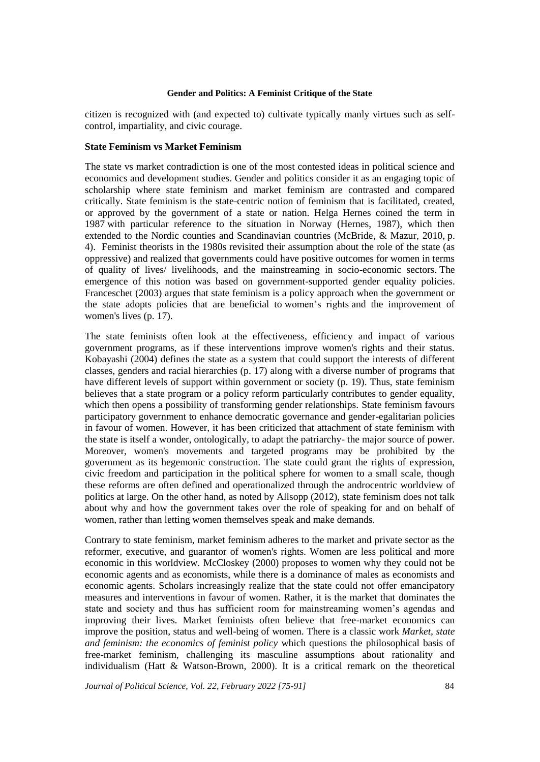citizen is recognized with (and expected to) cultivate typically manly virtues such as self-control, impartiality, and civic courage.

**State Feminism vs Market Feminism**

The state vs market contradiction is one of the most contested ideas in political science and economics and development studies. Gender and politics consider it as an engaging topic of scholarship where state feminism and market feminism are contrasted and compared critically. State feminism is the state-centric notion of feminism that is facilitated, created, or approved by the government of a state or nation. Helga Hernes coined the term in 1987 with particular reference to the situation in Norway (Hernes, 1987), which then extended to the Nordic counties and Scandinavian countries (McBride, & Mazur, 2010, p. 4). Feminist theorists in the 1980s revisited their assumption about the role of the state (as oppressive) and realized that governments could have positive outcomes for women in terms of quality of lives/ livelihoods, and the mainstreaming in socio-economic sectors. The emergence of this notion was based on government-supported gender equality policies. Franceschet (2003) argues that state feminism is a policy approach when the government or the state adopts policies that are beneficial to women's rights and the improvement of women's lives (p. 17).

The state feminists often look at the effectiveness, efficiency and impact of various government programs, as if these interventions improve women's rights and their status. Kobayashi (2004) defines the state as a system that could support the interests of different classes, genders and racial hierarchies (p. 17) along with a diverse number of programs that have different levels of support within government or society (p. 19). Thus, state feminism believes that a state program or a policy reform particularly contributes to gender equality, which then opens a possibility of transforming gender relationships. State feminism favours participatory government to enhance democratic governance and gender-egalitarian policies in favour of women. However, it has been criticized that attachment of state feminism with the state is itself a wonder, ontologically, to adapt the patriarchy- the major source of power. Moreover, women's movements and targeted programs may be prohibited by the government as its hegemonic construction. The state could grant the rights of expression, civic freedom and participation in the political sphere for women to a small scale, though these reforms are often defined and operationalized through the androcentric worldview of politics at large. On the other hand, as noted by Allsopp (2012), state feminism does not talk about why and how the government takes over the role of speaking for and on behalf of women, rather than letting women themselves speak and make demands.

Contrary to state feminism, market feminism adheres to the market and private sector as the reformer, executive, and guarantor of women's rights. Women are less political and more economic in this worldview. McCloskey (2000) proposes to women why they could not be economic agents and as economists, while there is a dominance of males as economists and economic agents. Scholars increasingly realize that the state could not offer emancipatory measures and interventions in favour of women. Rather, it is the market that dominates the state and society and thus has sufficient room for mainstreaming women's agendas and improving their lives. Market feminists often believe that free-market economics can improve the position, status and well-being of women. There is a classic work *Market, state and feminism: the economics of feminist policy* which questions the philosophical basis of free-market feminism, challenging its masculine assumptions about rationality and individualism (Hatt & Watson-Brown, 2000). It is a critical remark on the theoretical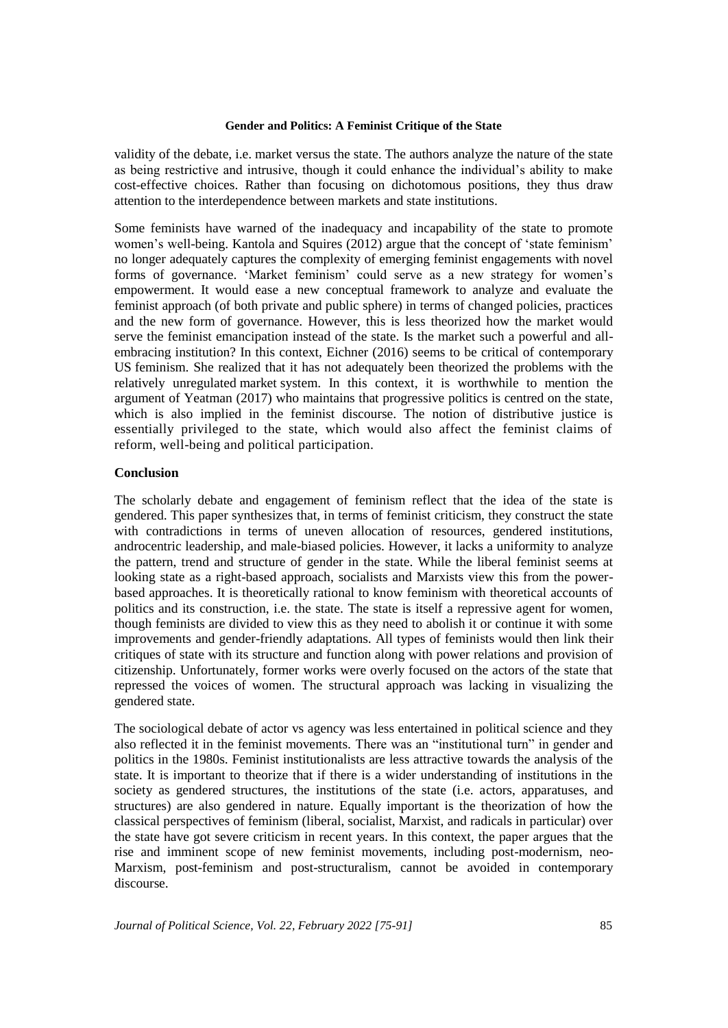validity of the debate, i.e. market versus the state. The authors analyze the nature of the state as being restrictive and intrusive, though it could enhance the individual's ability to make cost-effective choices. Rather than focusing on dichotomous positions, they thus draw attention to the interdependence between markets and state institutions.

Some feminists have warned of the inadequacy and incapability of the state to promote women's well-being. Kantola and Squires (2012) argue that the concept of 'state feminism' no longer adequately captures the complexity of emerging feminist engagements with novel forms of governance. 'Market feminism' could serve as a new strategy for women's empowerment. It would ease a new conceptual framework to analyze and evaluate the feminist approach (of both private and public sphere) in terms of changed policies, practices and the new form of governance. However, this is less theorized how the market would serve the feminist emancipation instead of the state. Is the market such a powerful and all-embracing institution? In this context, Eichner (2016) seems to be critical of contemporary US feminism. She realized that it has not adequately been theorized the problems with the relatively unregulated market system. In this context, it is worthwhile to mention the argument of Yeatman (2017) who maintains that progressive politics is centred on the state, which is also implied in the feminist discourse. The notion of distributive justice is essentially privileged to the state, which would also affect the feminist claims of reform, well-being and political participation.

## Conclusion

The scholarly debate and engagement of feminism reflect that the idea of the state is gendered. This paper synthesizes that, in terms of feminist criticism, they construct the state with contradictions in terms of uneven allocation of resources, gendered institutions, androcentric leadership, and male-biased policies. However, it lacks a uniformity to analyze the pattern, trend and structure of gender in the state. While the liberal feminist seems at looking state as a right-based approach, socialists and Marxists view this from the power-based approaches. It is theoretically rational to know feminism with theoretical accounts of politics and its construction, i.e. the state. The state is itself a repressive agent for women, though feminists are divided to view this as they need to abolish it or continue it with some improvements and gender-friendly adaptations. All types of feminists would then link their critiques of state with its structure and function along with power relations and provision of citizenship. Unfortunately, former works were overly focused on the actors of the state that repressed the voices of women. The structural approach was lacking in visualizing the gendered state.

The sociological debate of actor vs agency was less entertained in political science and they also reflected it in the feminist movements. There was an "institutional turn" in gender and politics in the 1980s. Feminist institutionalists are less attractive towards the analysis of the state. It is important to theorize that if there is a wider understanding of institutions in the society as gendered structures, the institutions of the state (i.e. actors, apparatuses, and structures) are also gendered in nature. Equally important is the theorization of how the classical perspectives of feminism (liberal, socialist, Marxist, and radicals in particular) over the state have got severe criticism in recent years. In this context, the paper argues that the rise and imminent scope of new feminist movements, including post-modernism, neo-Marxism, post-feminism and post-structuralism, cannot be avoided in contemporary discourse.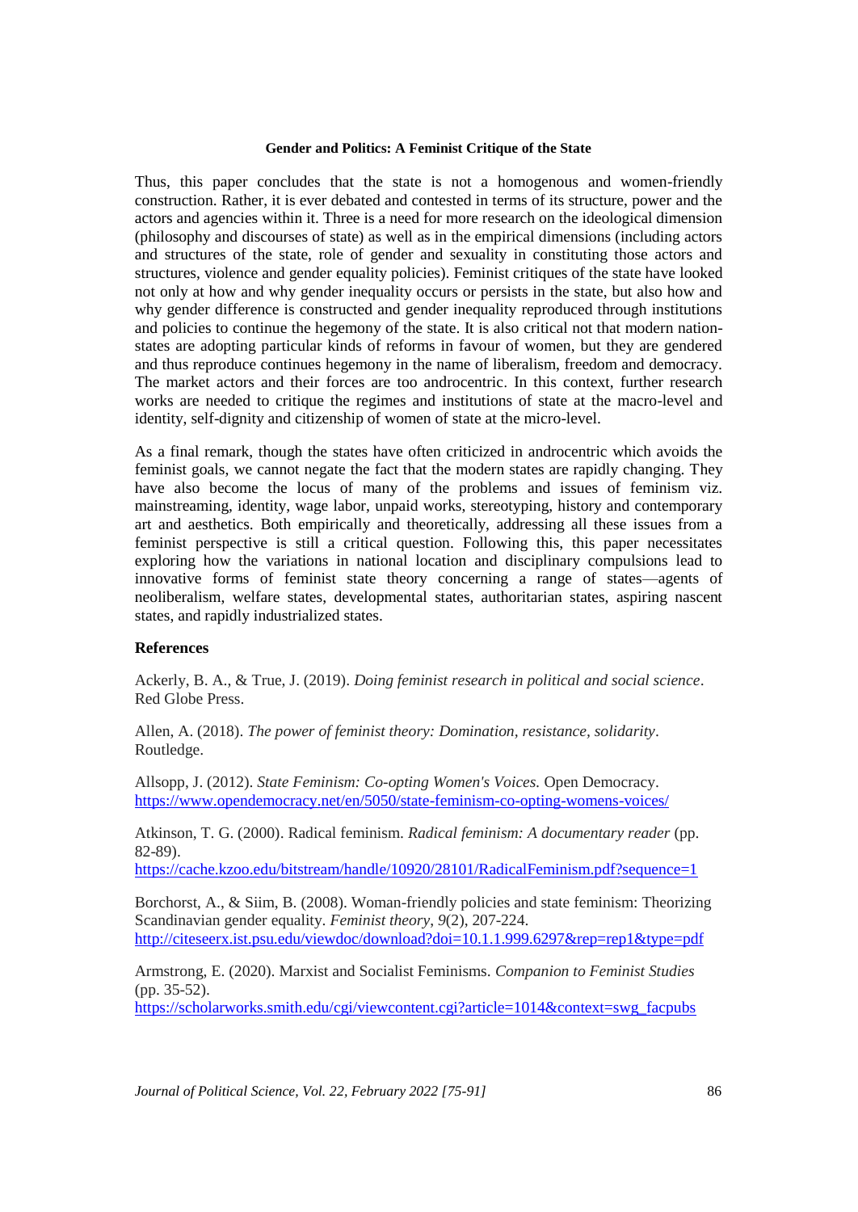Thus, this paper concludes that the state is not a homogenous and women-friendly construction. Rather, it is ever debated and contested in terms of its structure, power and the actors and agencies within it. Three is a need for more research on the ideological dimension (philosophy and discourses of state) as well as in the empirical dimensions (including actors and structures of the state, role of gender and sexuality in constituting those actors and structures, violence and gender equality policies). Feminist critiques of the state have looked not only at how and why gender inequality occurs or persists in the state, but also how and why gender difference is constructed and gender inequality reproduced through institutions and policies to continue the hegemony of the state. It is also critical not that modern nation-states are adopting particular kinds of reforms in favour of women, but they are gendered and thus reproduce continues hegemony in the name of liberalism, freedom and democracy. The market actors and their forces are too androcentric. In this context, further research works are needed to critique the regimes and institutions of state at the macro-level and identity, self-dignity and citizenship of women of state at the micro-level.

As a final remark, though the states have often criticized in androcentric which avoids the feminist goals, we cannot negate the fact that the modern states are rapidly changing. They have also become the locus of many of the problems and issues of feminism viz. mainstreaming, identity, wage labor, unpaid works, stereotyping, history and contemporary art and aesthetics. Both empirically and theoretically, addressing all these issues from a feminist perspective is still a critical question. Following this, this paper necessitates exploring how the variations in national location and disciplinary compulsions lead to innovative forms of feminist state theory concerning a range of states—agents of neoliberalism, welfare states, developmental states, authoritarian states, aspiring nascent states, and rapidly industrialized states.

### References

Ackerly, B. A., & True, J. (2019). *Doing feminist research in political and social science*. Red Globe Press.

Allen, A. (2018). *The power of feminist theory: Domination, resistance, solidarity*. Routledge.

Allsopp, J. (2012). *State Feminism: Co-opting Women's Voices.* Open Democracy. https://www.opendemocracy.net/en/5050/state-feminism-co-opting-womens-voices/

Atkinson, T. G. (2000). Radical feminism. *Radical feminism: A documentary reader* (pp. 82-89). https://cache.kzoo.edu/bitstream/handle/10920/28101/RadicalFeminism.pdf?sequence=1

Borchorst, A., & Siim, B. (2008). Woman-friendly policies and state feminism: Theorizing Scandinavian gender equality. *Feminist theory*, *9*(2), 207-224. http://citeseerx.ist.psu.edu/viewdoc/download?doi=10.1.1.999.6297&rep=rep1&type=pdf

Armstrong, E. (2020). Marxist and Socialist Feminisms. *Companion to Feminist Studies* (pp. 35-52). https://scholarworks.smith.edu/cgi/viewcontent.cgi?article=1014&context=swg_facpubs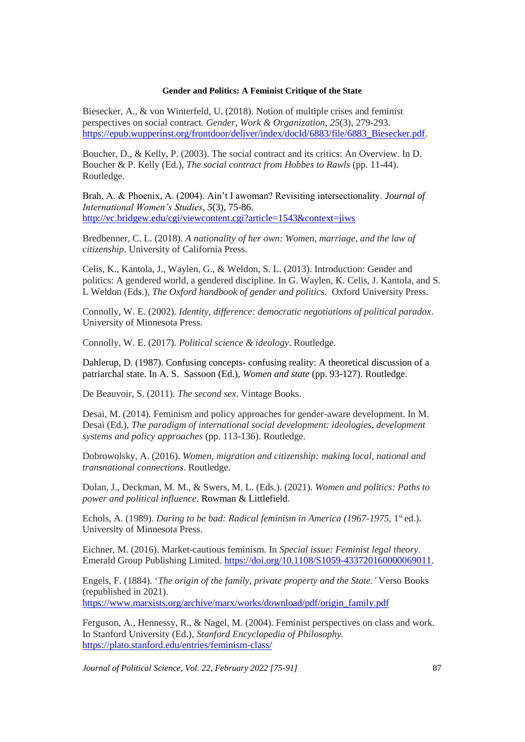Biesecker, A., & von Winterfeld, U. (2018). Notion of multiple crises and feminist perspectives on social contract. *Gender, Work & Organization*, *25*(3), 279-293. https://epub.wupperinst.org/frontdoor/deliver/index/docId/6883/file/6883_Biesecker.pdf.

Boucher, D., & Kelly, P. (2003). The social contract and its critics: An Overview. In D. Boucher & P. Kelly (Ed.), *The social contract from Hobbes to Rawls* (pp. 11-44). Routledge.

Brah, A. & Phoenix, A. (2004). Ain't I awoman? Revisiting intersectionality. *Journal of International Women's Studies*, *5*(3), 75-86. http://vc.bridgew.edu/cgi/viewcontent.cgi?article=1543&context=jiws

Bredbenner, C. L. (2018). *A nationality of her own: Women, marriage, and the law of citizenship*. University of California Press.

Celis, K., Kantola, J., Waylen, G., & Weldon, S. L. (2013). Introduction: Gender and politics: A gendered world, a gendered discipline. In G. Waylen, K. Celis, J. Kantola, and S. L Weldon (Eds.), *The Oxford handbook of gender and politics*. Oxford University Press.

Connolly, W. E. (2002). *Identity, difference: democratic negotiations of political paradox*. University of Minnesota Press.

Connolly, W. E. (2017). *Political science & ideology*. Routledge.

Dahlerup, D. (1987). Confusing concepts- confusing reality: A theoretical discussion of a patriarchal state. In A. S. Sassoon (Ed.), *Women and state* (pp. 93-127). Routledge.

De Beauvoir, S. (2011). *The second sex*. Vintage Books.

Desai, M. (2014). Feminism and policy approaches for gender-aware development. In M. Desai (Ed.), *The paradigm of international social development: ideologies, development systems and policy approaches* (pp. 113-136). Routledge.

Dobrowolsky, A. (2016). *Women, migration and citizenship: making local, national and transnational connections*. Routledge.

Dolan, J., Deckman, M. M., & Swers, M. L. (Eds.). (2021). *Women and politics: Paths to power and political influence*. Rowman & Littlefield.

Echols, A. (1989). *Daring to be bad: Radical feminism in America (1967-1975*, 1st ed.). University of Minnesota Press.

Eichner, M. (2016). Market-cautious feminism. In *Special issue: Feminist legal theory*. Emerald Group Publishing Limited. https://doi.org/10.1108/S1059-433720160000069011.

Engels, F. (1884). '*The origin of the family, private property and the State.'* Verso Books (republished in 2021). https://www.marxists.org/archive/marx/works/download/pdf/origin_family.pdf

Ferguson, A., Hennessy, R., & Nagel, M. (2004). Feminist perspectives on class and work. In Stanford University (Ed.), *Stanford Encyclopedia of Philosophy.* https://plato.stanford.edu/entries/feminism-class/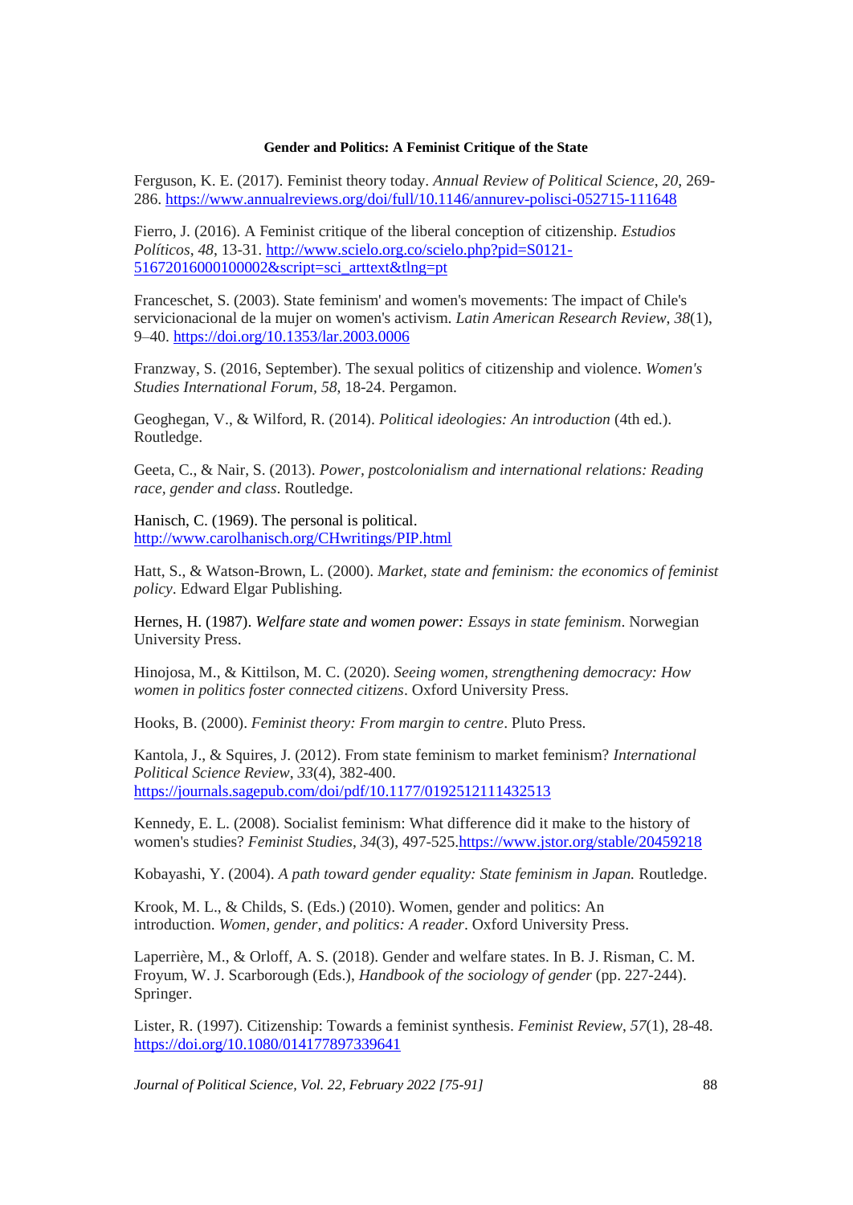Ferguson, K. E. (2017). Feminist theory today. *Annual Review of Political Science*, *20*, 269-286. https://www.annualreviews.org/doi/full/10.1146/annurev-polisci-052715-111648

Fierro, J. (2016). A Feminist critique of the liberal conception of citizenship. *Estudios Políticos*, *48*, 13-31. http://www.scielo.org.co/scielo.php?pid=S0121-51672016000100002&script=sci_arttext&tlng=pt

Franceschet, S. (2003). State feminism' and women's movements: The impact of Chile's servicionacional de la mujer on women's activism. *Latin American Research Review*, *38*(1), 9–40. https://doi.org/10.1353/lar.2003.0006

Franzway, S. (2016, September). The sexual politics of citizenship and violence. *Women's Studies International Forum*, *58*, 18-24. Pergamon.

Geoghegan, V., & Wilford, R. (2014). *Political ideologies: An introduction* (4th ed.). Routledge.

Geeta, C., & Nair, S. (2013). *Power, postcolonialism and international relations: Reading race, gender and class*. Routledge.

Hanisch, C. (1969). The personal is political. http://www.carolhanisch.org/CHwritings/PIP.html

Hatt, S., & Watson-Brown, L. (2000). *Market, state and feminism: the economics of feminist policy*. Edward Elgar Publishing.

Hernes, H. (1987). *Welfare state and women power: Essays in state feminism*. Norwegian University Press.

Hinojosa, M., & Kittilson, M. C. (2020). *Seeing women, strengthening democracy: How women in politics foster connected citizens*. Oxford University Press.

Hooks, B. (2000). *Feminist theory: From margin to centre*. Pluto Press.

Kantola, J., & Squires, J. (2012). From state feminism to market feminism? *International Political Science Review*, *33*(4), 382-400. https://journals.sagepub.com/doi/pdf/10.1177/0192512111432513

Kennedy, E. L. (2008). Socialist feminism: What difference did it make to the history of women's studies? *Feminist Studies*, *34*(3), 497-525.https://www.jstor.org/stable/20459218

Kobayashi, Y. (2004). *A path toward gender equality: State feminism in Japan.* Routledge.

Krook, M. L., & Childs, S. (Eds.) (2010). Women, gender and politics: An introduction. *Women, gender, and politics: A reader*. Oxford University Press.

Laperrière, M., & Orloff, A. S. (2018). Gender and welfare states. In B. J. Risman, C. M. Froyum, W. J. Scarborough (Eds.), *Handbook of the sociology of gender* (pp. 227-244). Springer.

Lister, R. (1997). Citizenship: Towards a feminist synthesis. *Feminist Review*, *57*(1), 28-48. https://doi.org/10.1080/014177897339641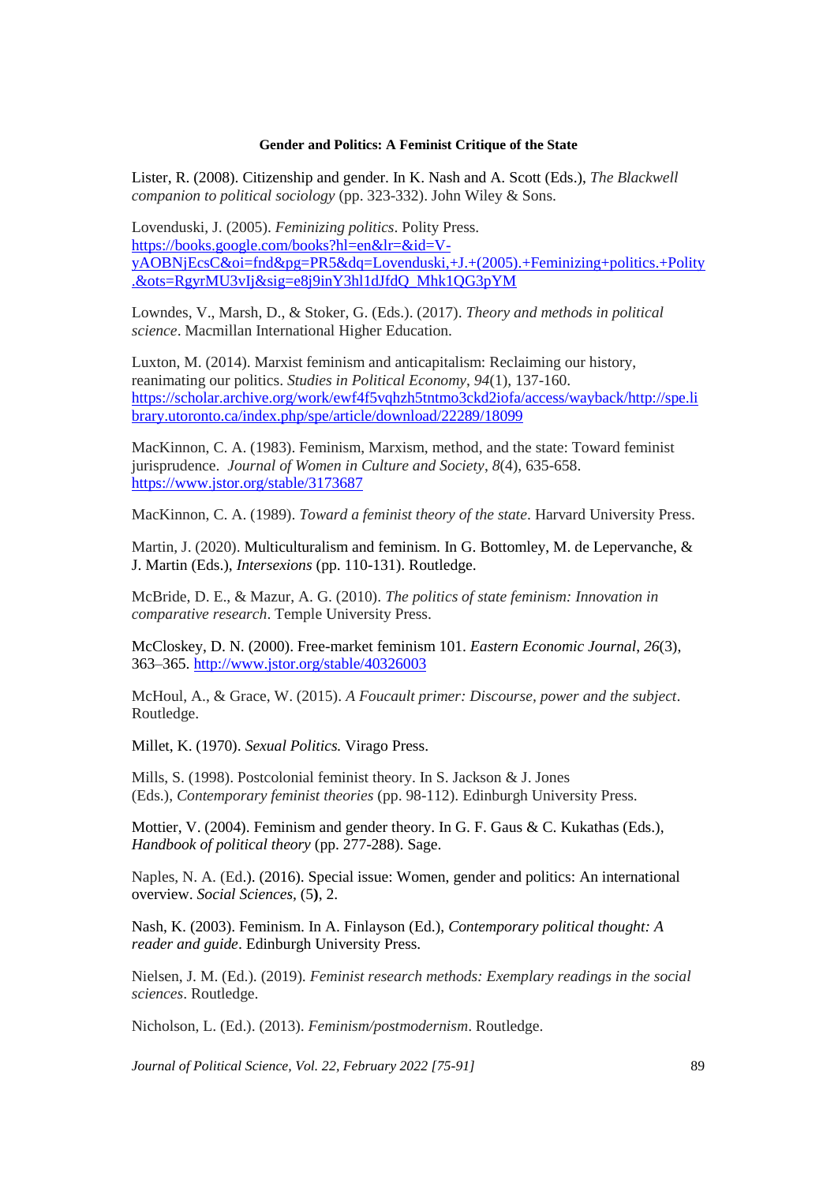Lister, R. (2008). Citizenship and gender. In K. Nash and A. Scott (Eds.), *The Blackwell companion to political sociology* (pp. 323-332). John Wiley & Sons.

Lovenduski, J. (2005). *Feminizing politics*. Polity Press. https://books.google.com/books?hl=en&lr=&id=V-yAOBNjEcsC&oi=fnd&pg=PR5&dq=Lovenduski,+J.+(2005).+Feminizing+politics.+Polity.&ots=RgyrMU3vIj&sig=e8j9inY3hl1dJfdQ_Mhk1QG3pYM

Lowndes, V., Marsh, D., & Stoker, G. (Eds.). (2017). *Theory and methods in political science*. Macmillan International Higher Education.

Luxton, M. (2014). Marxist feminism and anticapitalism: Reclaiming our history, reanimating our politics. *Studies in Political Economy*, *94*(1), 137-160. https://scholar.archive.org/work/ewf4f5vqhzh5tntmo3ckd2iofa/access/wayback/http://spe.library.utoronto.ca/index.php/spe/article/download/22289/18099

MacKinnon, C. A. (1983). Feminism, Marxism, method, and the state: Toward feminist jurisprudence. *Journal of Women in Culture and Society*, *8*(4), 635-658. https://www.jstor.org/stable/3173687

MacKinnon, C. A. (1989). *Toward a feminist theory of the state*. Harvard University Press.

Martin, J. (2020). Multiculturalism and feminism. In G. Bottomley, M. de Lepervanche, & J. Martin (Eds.), *Intersexions* (pp. 110-131). Routledge.

McBride, D. E., & Mazur, A. G. (2010). *The politics of state feminism: Innovation in comparative research*. Temple University Press.

McCloskey, D. N. (2000). Free-market feminism 101. *Eastern Economic Journal*, *26*(3), 363–365. http://www.jstor.org/stable/40326003

McHoul, A., & Grace, W. (2015). *A Foucault primer: Discourse, power and the subject*. Routledge.

Millet, K. (1970). *Sexual Politics.* Virago Press.

Mills, S. (1998). Postcolonial feminist theory. In S. Jackson & J. Jones (Eds.), *Contemporary feminist theories* (pp. 98-112). Edinburgh University Press.

Mottier, V. (2004). Feminism and gender theory. In G. F. Gaus & C. Kukathas (Eds.), *Handbook of political theory* (pp. 277-288). Sage.

Naples, N. A. (Ed.). (2016). Special issue: Women, gender and politics: An international overview. *Social Sciences*, (5**)**, 2.

Nash, K. (2003). Feminism. In A. Finlayson (Ed.), *Contemporary political thought: A reader and guide*. Edinburgh University Press.

Nielsen, J. M. (Ed.). (2019). *Feminist research methods: Exemplary readings in the social sciences*. Routledge.

Nicholson, L. (Ed.). (2013). *Feminism/postmodernism*. Routledge.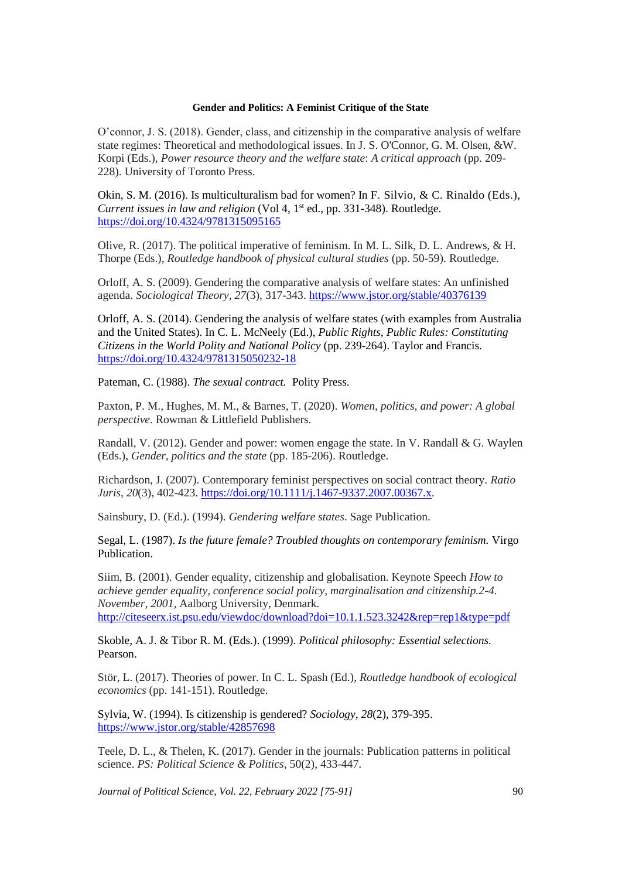O'connor, J. S. (2018). Gender, class, and citizenship in the comparative analysis of welfare state regimes: Theoretical and methodological issues. In J. S. O'Connor, G. M. Olsen, &W. Korpi (Eds.), *Power resource theory and the welfare state*: *A critical approach* (pp. 209-228). University of Toronto Press.

Okin, S. M. (2016). Is multiculturalism bad for women? In F. Silvio, & C. Rinaldo (Eds.), *Current issues in law and religion* (Vol 4, 1st ed., pp. 331-348). Routledge. https://doi.org/10.4324/9781315095165

Olive, R. (2017). The political imperative of feminism. In M. L. Silk, D. L. Andrews, & H. Thorpe (Eds.), *Routledge handbook of physical cultural studies* (pp. 50-59). Routledge.

Orloff, A. S. (2009). Gendering the comparative analysis of welfare states: An unfinished agenda. *Sociological Theory*, *27*(3), 317-343. https://www.jstor.org/stable/40376139

Orloff, A. S. (2014). Gendering the analysis of welfare states (with examples from Australia and the United States). In C. L. McNeely (Ed.), *Public Rights, Public Rules: Constituting Citizens in the World Polity and National Policy* (pp. 239-264). Taylor and Francis. https://doi.org/10.4324/9781315050232-18

Pateman, C. (1988). *The sexual contract.* Polity Press.

Paxton, P. M., Hughes, M. M., & Barnes, T. (2020). *Women, politics, and power: A global perspective*. Rowman & Littlefield Publishers.

Randall, V. (2012). Gender and power: women engage the state. In V. Randall & G. Waylen (Eds.), *Gender, politics and the state* (pp. 185-206). Routledge.

Richardson, J. (2007). Contemporary feminist perspectives on social contract theory. *Ratio Juris*, *20*(3), 402-423. https://doi.org/10.1111/j.1467-9337.2007.00367.x.

Sainsbury, D. (Ed.). (1994). *Gendering welfare states*. Sage Publication.

Segal, L. (1987). *Is the future female? Troubled thoughts on contemporary feminism.* Virgo Publication.

Siim, B. (2001). Gender equality, citizenship and globalisation. Keynote Speech *How to achieve gender equality, conference social policy, marginalisation and citizenship.2-4. November, 2001,* Aalborg University, Denmark. http://citeseerx.ist.psu.edu/viewdoc/download?doi=10.1.1.523.3242&rep=rep1&type=pdf

Skoble, A. J. & Tibor R. M. (Eds.). (1999). *Political philosophy: Essential selections.* Pearson.

Stör, L. (2017). Theories of power. In C. L. Spash (Ed.), *Routledge handbook of ecological economics* (pp. 141-151). Routledge.

Sylvia, W. (1994). Is citizenship is gendered? *Sociology*, *28*(2), 379-395. https://www.jstor.org/stable/42857698

Teele, D. L., & Thelen, K. (2017). Gender in the journals: Publication patterns in political science. *PS: Political Science & Politics*, 50(2), 433-447.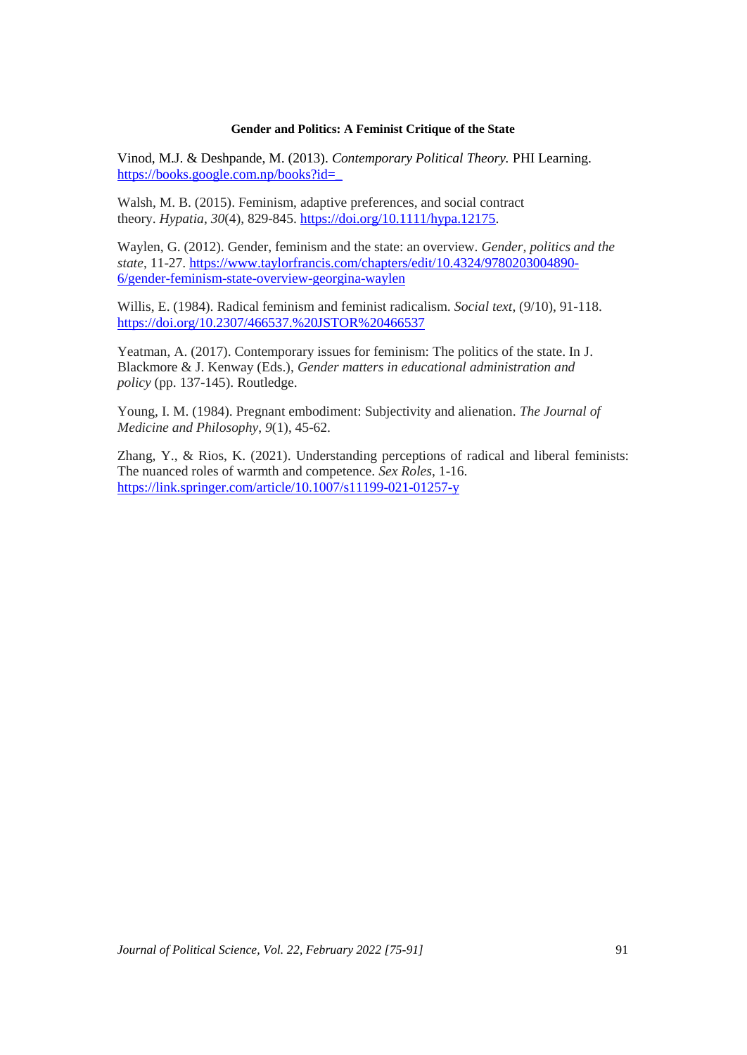Vinod, M.J. & Deshpande, M. (2013). *Contemporary Political Theory.* PHI Learning. https://books.google.com.np/books?id=_

Walsh, M. B. (2015). Feminism, adaptive preferences, and social contract theory. *Hypatia*, *30*(4), 829-845. https://doi.org/10.1111/hypa.12175.

Waylen, G. (2012). Gender, feminism and the state: an overview. *Gender, politics and the state*, 11-27. https://www.taylorfrancis.com/chapters/edit/10.4324/9780203004890-6/gender-feminism-state-overview-georgina-waylen

Willis, E. (1984). Radical feminism and feminist radicalism. *Social text*, (9/10), 91-118. https://doi.org/10.2307/466537.%20JSTOR%20466537

Yeatman, A. (2017). Contemporary issues for feminism: The politics of the state. In J. Blackmore & J. Kenway (Eds.), *Gender matters in educational administration and policy* (pp. 137-145). Routledge.

Young, I. M. (1984). Pregnant embodiment: Subjectivity and alienation. *The Journal of Medicine and Philosophy*, *9*(1), 45-62.

Zhang, Y., & Rios, K. (2021). Understanding perceptions of radical and liberal feminists: The nuanced roles of warmth and competence. *Sex Roles*, 1-16. https://link.springer.com/article/10.1007/s11199-021-01257-y